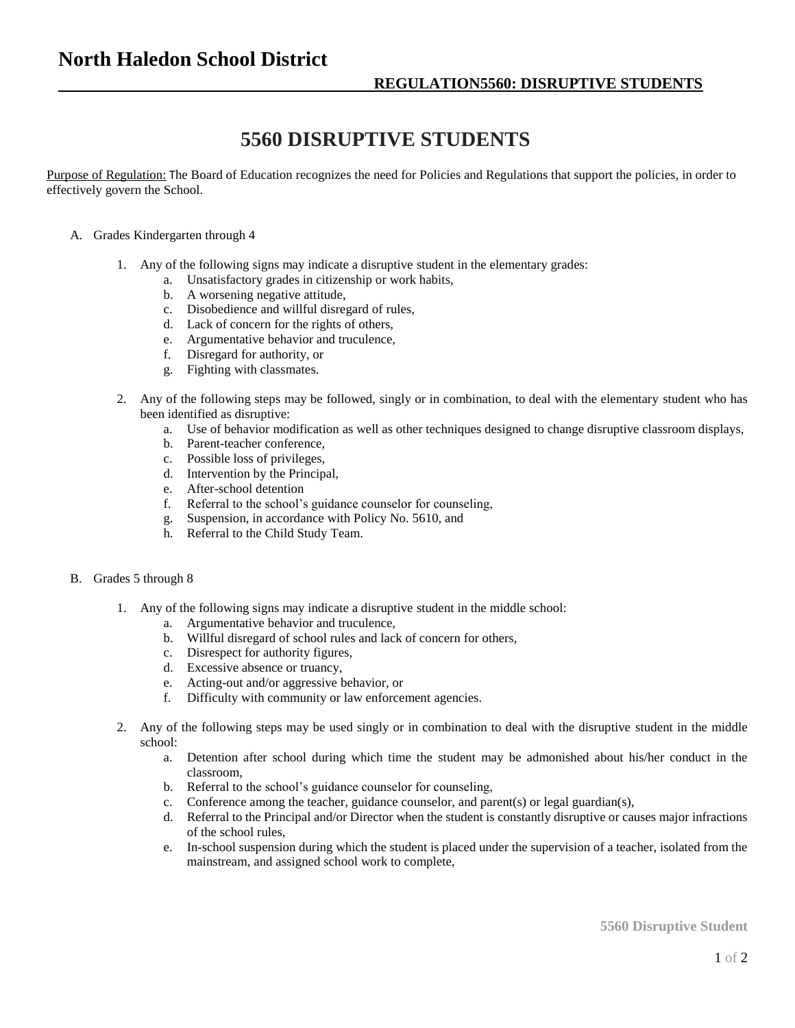# 5560 DISRUPTIVE STUDENTS

Purpose of Regulation: The Board of Education recognizes the need for Policies and Regulations that support the policies, in order to effectively govern the School.

A. Grades Kindergarten through 4

1. Any of the following signs may indicate a disruptive student in the elementary grades:
    a. Unsatisfactory grades in citizenship or work habits,
    b. A worsening negative attitude,
    c. Disobedience and willful disregard of rules,
    d. Lack of concern for the rights of others,
    e. Argumentative behavior and truculence,
    f. Disregard for authority, or
    g. Fighting with classmates.

2. Any of the following steps may be followed, singly or in combination, to deal with the elementary student who has been identified as disruptive:
    a. Use of behavior modification as well as other techniques designed to change disruptive classroom displays,
    b. Parent-teacher conference,
    c. Possible loss of privileges,
    d. Intervention by the Principal,
    e. After-school detention
    f. Referral to the school's guidance counselor for counseling,
    g. Suspension, in accordance with Policy No. 5610, and
    h. Referral to the Child Study Team.

B. Grades 5 through 8

1. Any of the following signs may indicate a disruptive student in the middle school:
    a. Argumentative behavior and truculence,
    b. Willful disregard of school rules and lack of concern for others,
    c. Disrespect for authority figures,
    d. Excessive absence or truancy,
    e. Acting-out and/or aggressive behavior, or
    f. Difficulty with community or law enforcement agencies.

2. Any of the following steps may be used singly or in combination to deal with the disruptive student in the middle school:
    a. Detention after school during which time the student may be admonished about his/her conduct in the classroom,
    b. Referral to the school's guidance counselor for counseling,
    c. Conference among the teacher, guidance counselor, and parent(s) or legal guardian(s),
    d. Referral to the Principal and/or Director when the student is constantly disruptive or causes major infractions of the school rules,
    e. In-school suspension during which the student is placed under the supervision of a teacher, isolated from the mainstream, and assigned school work to complete,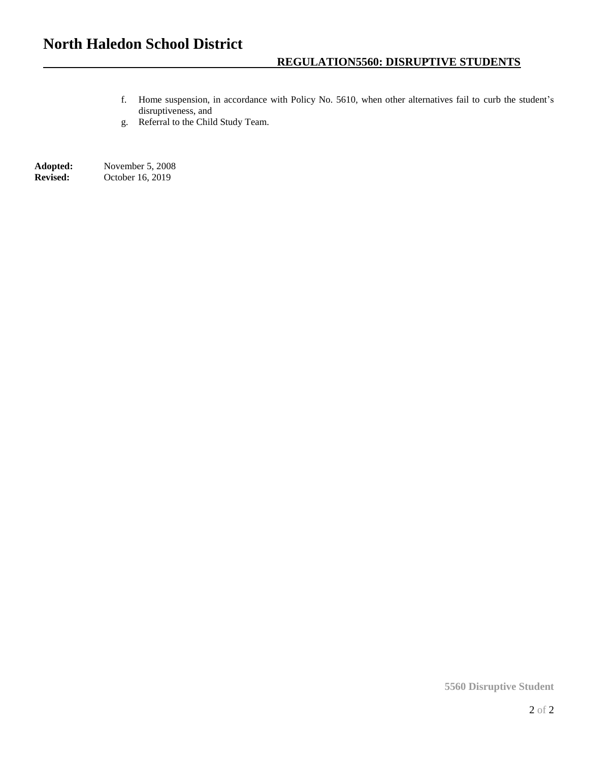f. Home suspension, in accordance with Policy No. 5610, when other alternatives fail to curb the student's disruptiveness, and
g. Referral to the Child Study Team.

**Adopted:** November 5, 2008
**Revised:** October 16, 2019